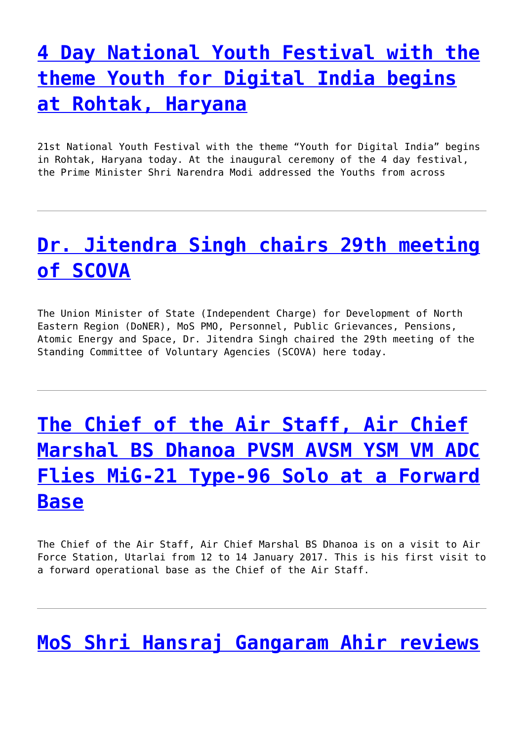# [4 Day National Youth Festival with the theme Youth for Digital India begins at Rohtak, Haryana]

21st National Youth Festival with the theme "Youth for Digital India" begins in Rohtak, Haryana today. At the inaugural ceremony of the 4 day festival, the Prime Minister Shri Narendra Modi addressed the Youths from across

---

# [Dr. Jitendra Singh chairs 29th meeting of SCOVA]

The Union Minister of State (Independent Charge) for Development of North Eastern Region (DoNER), MoS PMO, Personnel, Public Grievances, Pensions, Atomic Energy and Space, Dr. Jitendra Singh chaired the 29th meeting of the Standing Committee of Voluntary Agencies (SCOVA) here today.

---

# [The Chief of the Air Staff, Air Chief Marshal BS Dhanoa PVSM AVSM YSM VM ADC Flies MiG-21 Type-96 Solo at a Forward Base]

The Chief of the Air Staff, Air Chief Marshal BS Dhanoa is on a visit to Air Force Station, Utarlai from 12 to 14 January 2017. This is his first visit to a forward operational base as the Chief of the Air Staff.

---

# [MoS Shri Hansraj Gangaram Ahir reviews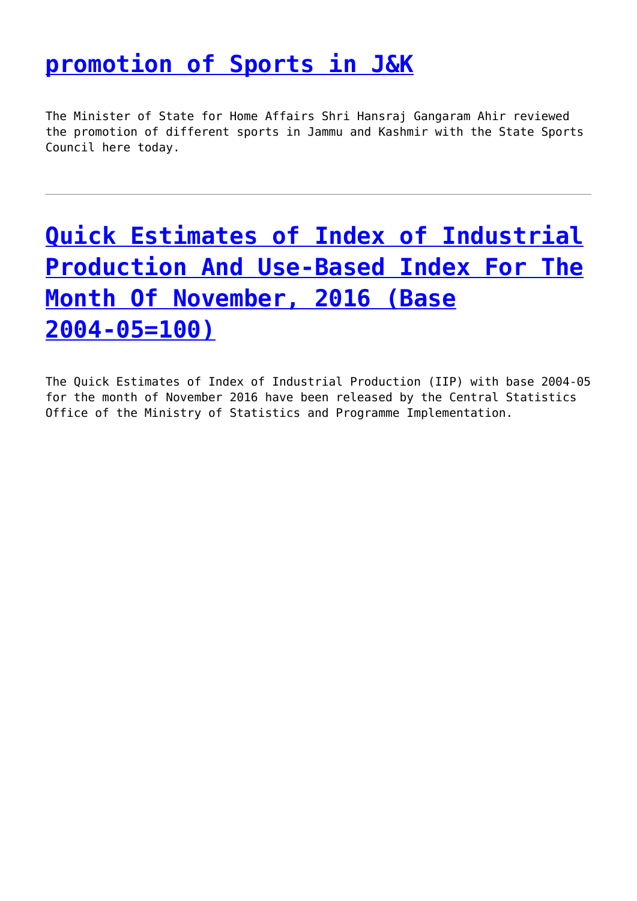## promotion of Sports in J&K

The Minister of State for Home Affairs Shri Hansraj Gangaram Ahir reviewed the promotion of different sports in Jammu and Kashmir with the State Sports Council here today.

---

## Quick Estimates of Index of Industrial Production And Use-Based Index For The Month Of November, 2016 (Base 2004-05=100)

The Quick Estimates of Index of Industrial Production (IIP) with base 2004-05 for the month of November 2016 have been released by the Central Statistics Office of the Ministry of Statistics and Programme Implementation.